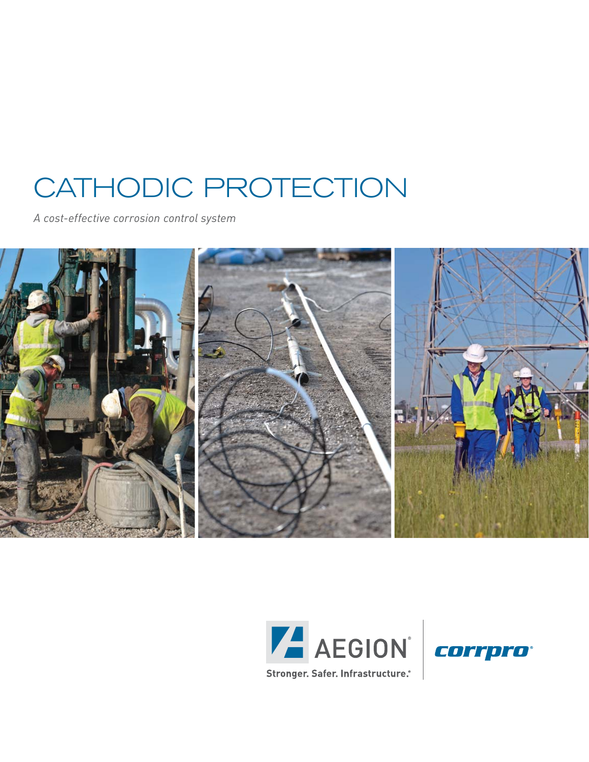# CATHODIC PROTECTION

*A cost-effective corrosion control system*

AEGION®

Stronger. Safer. Infrastructure.®

corrpro®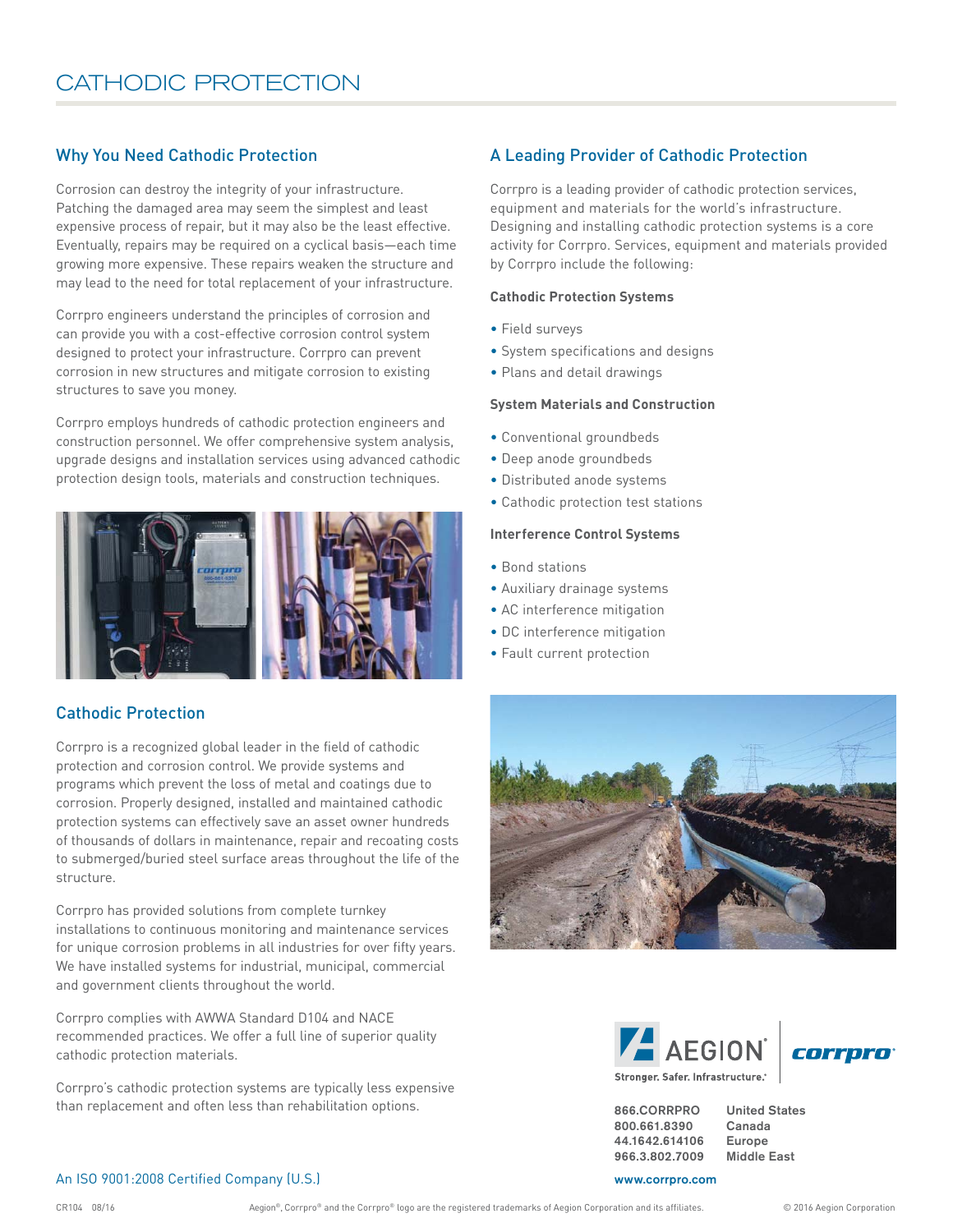# CATHODIC PROTECTION

## Why You Need Cathodic Protection

Corrosion can destroy the integrity of your infrastructure. Patching the damaged area may seem the simplest and least expensive process of repair, but it may also be the least effective. Eventually, repairs may be required on a cyclical basis—each time growing more expensive. These repairs weaken the structure and may lead to the need for total replacement of your infrastructure.

Corrpro engineers understand the principles of corrosion and can provide you with a cost-effective corrosion control system designed to protect your infrastructure. Corrpro can prevent corrosion in new structures and mitigate corrosion to existing structures to save you money.

Corrpro employs hundreds of cathodic protection engineers and construction personnel. We offer comprehensive system analysis, upgrade designs and installation services using advanced cathodic protection design tools, materials and construction techniques.

## Cathodic Protection

Corrpro is a recognized global leader in the field of cathodic protection and corrosion control. We provide systems and programs which prevent the loss of metal and coatings due to corrosion. Properly designed, installed and maintained cathodic protection systems can effectively save an asset owner hundreds of thousands of dollars in maintenance, repair and recoating costs to submerged/buried steel surface areas throughout the life of the structure.

Corrpro has provided solutions from complete turnkey installations to continuous monitoring and maintenance services for unique corrosion problems in all industries for over fifty years. We have installed systems for industrial, municipal, commercial and government clients throughout the world.

Corrpro complies with AWWA Standard D104 and NACE recommended practices. We offer a full line of superior quality cathodic protection materials.

Corrpro's cathodic protection systems are typically less expensive than replacement and often less than rehabilitation options.

## A Leading Provider of Cathodic Protection

Corrpro is a leading provider of cathodic protection services, equipment and materials for the world's infrastructure. Designing and installing cathodic protection systems is a core activity for Corrpro. Services, equipment and materials provided by Corrpro include the following:

### Cathodic Protection Systems

- Field surveys
- System specifications and designs
- Plans and detail drawings

### System Materials and Construction

- Conventional groundbeds
- Deep anode groundbeds
- Distributed anode systems
- Cathodic protection test stations

### Interference Control Systems

- Bond stations
- Auxiliary drainage systems
- AC interference mitigation
- DC interference mitigation
- Fault current protection

AEGION® Stronger. Safer. Infrastructure.® | corrpro®

| | |
|---|---|
| 866.CORRPRO | United States |
| 800.661.8390 | Canada |
| 44.1642.614106 | Europe |
| 966.3.802.7009 | Middle East |

www.corrpro.com

An ISO 9001:2008 Certified Company (U.S.)

CR104 08/16

Aegion®, Corrpro® and the Corrpro® logo are the registered trademarks of Aegion Corporation and its affiliates.

© 2016 Aegion Corporation